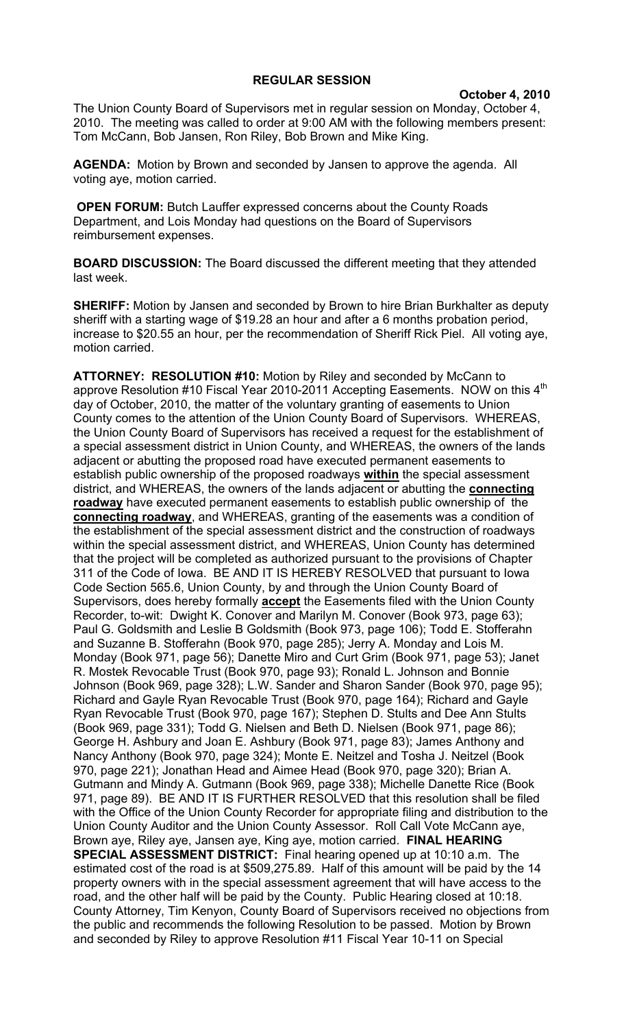**REGULAR SESSION**

**October 4, 2010**

The Union County Board of Supervisors met in regular session on Monday, October 4, 2010. The meeting was called to order at 9:00 AM with the following members present: Tom McCann, Bob Jansen, Ron Riley, Bob Brown and Mike King.

**AGENDA:** Motion by Brown and seconded by Jansen to approve the agenda. All voting aye, motion carried.

**OPEN FORUM:** Butch Lauffer expressed concerns about the County Roads Department, and Lois Monday had questions on the Board of Supervisors reimbursement expenses.

**BOARD DISCUSSION:** The Board discussed the different meeting that they attended last week.

**SHERIFF:** Motion by Jansen and seconded by Brown to hire Brian Burkhalter as deputy sheriff with a starting wage of $19.28 an hour and after a 6 months probation period, increase to $20.55 an hour, per the recommendation of Sheriff Rick Piel. All voting aye, motion carried.

**ATTORNEY: RESOLUTION #10:** Motion by Riley and seconded by McCann to approve Resolution #10 Fiscal Year 2010-2011 Accepting Easements. NOW on this 4th day of October, 2010, the matter of the voluntary granting of easements to Union County comes to the attention of the Union County Board of Supervisors. WHEREAS, the Union County Board of Supervisors has received a request for the establishment of a special assessment district in Union County, and WHEREAS, the owners of the lands adjacent or abutting the proposed road have executed permanent easements to establish public ownership of the proposed roadways **within** the special assessment district, and WHEREAS, the owners of the lands adjacent or abutting the **connecting roadway** have executed permanent easements to establish public ownership of the **connecting roadway**, and WHEREAS, granting of the easements was a condition of the establishment of the special assessment district and the construction of roadways within the special assessment district, and WHEREAS, Union County has determined that the project will be completed as authorized pursuant to the provisions of Chapter 311 of the Code of Iowa. BE AND IT IS HEREBY RESOLVED that pursuant to Iowa Code Section 565.6, Union County, by and through the Union County Board of Supervisors, does hereby formally **accept** the Easements filed with the Union County Recorder, to-wit: Dwight K. Conover and Marilyn M. Conover (Book 973, page 63); Paul G. Goldsmith and Leslie B Goldsmith (Book 973, page 106); Todd E. Stofferahn and Suzanne B. Stofferahn (Book 970, page 285); Jerry A. Monday and Lois M. Monday (Book 971, page 56); Danette Miro and Curt Grim (Book 971, page 53); Janet R. Mostek Revocable Trust (Book 970, page 93); Ronald L. Johnson and Bonnie Johnson (Book 969, page 328); L.W. Sander and Sharon Sander (Book 970, page 95); Richard and Gayle Ryan Revocable Trust (Book 970, page 164); Richard and Gayle Ryan Revocable Trust (Book 970, page 167); Stephen D. Stults and Dee Ann Stults (Book 969, page 331); Todd G. Nielsen and Beth D. Nielsen (Book 971, page 86); George H. Ashbury and Joan E. Ashbury (Book 971, page 83); James Anthony and Nancy Anthony (Book 970, page 324); Monte E. Neitzel and Tosha J. Neitzel (Book 970, page 221); Jonathan Head and Aimee Head (Book 970, page 320); Brian A. Gutmann and Mindy A. Gutmann (Book 969, page 338); Michelle Danette Rice (Book 971, page 89). BE AND IT IS FURTHER RESOLVED that this resolution shall be filed with the Office of the Union County Recorder for appropriate filing and distribution to the Union County Auditor and the Union County Assessor. Roll Call Vote McCann aye, Brown aye, Riley aye, Jansen aye, King aye, motion carried. **FINAL HEARING SPECIAL ASSESSMENT DISTRICT:** Final hearing opened up at 10:10 a.m. The estimated cost of the road is at $509,275.89. Half of this amount will be paid by the 14 property owners with in the special assessment agreement that will have access to the road, and the other half will be paid by the County. Public Hearing closed at 10:18. County Attorney, Tim Kenyon, County Board of Supervisors received no objections from the public and recommends the following Resolution to be passed. Motion by Brown and seconded by Riley to approve Resolution #11 Fiscal Year 10-11 on Special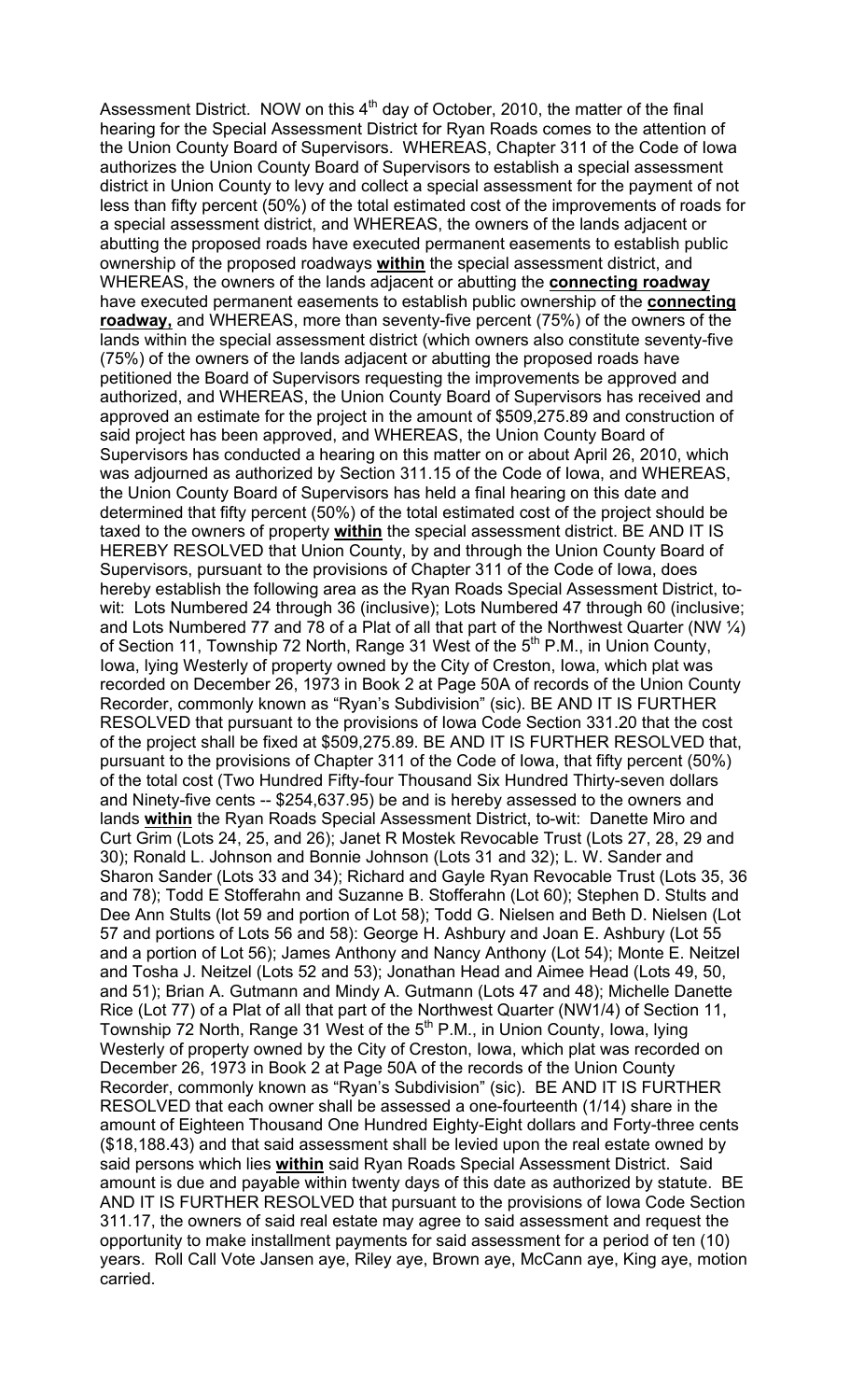Assessment District. NOW on this 4th day of October, 2010, the matter of the final hearing for the Special Assessment District for Ryan Roads comes to the attention of the Union County Board of Supervisors. WHEREAS, Chapter 311 of the Code of Iowa authorizes the Union County Board of Supervisors to establish a special assessment district in Union County to levy and collect a special assessment for the payment of not less than fifty percent (50%) of the total estimated cost of the improvements of roads for a special assessment district, and WHEREAS, the owners of the lands adjacent or abutting the proposed roads have executed permanent easements to establish public ownership of the proposed roadways **within** the special assessment district, and WHEREAS, the owners of the lands adjacent or abutting the **connecting roadway** have executed permanent easements to establish public ownership of the **connecting roadway,** and WHEREAS, more than seventy-five percent (75%) of the owners of the lands within the special assessment district (which owners also constitute seventy-five (75%) of the owners of the lands adjacent or abutting the proposed roads have petitioned the Board of Supervisors requesting the improvements be approved and authorized, and WHEREAS, the Union County Board of Supervisors has received and approved an estimate for the project in the amount of $509,275.89 and construction of said project has been approved, and WHEREAS, the Union County Board of Supervisors has conducted a hearing on this matter on or about April 26, 2010, which was adjourned as authorized by Section 311.15 of the Code of Iowa, and WHEREAS, the Union County Board of Supervisors has held a final hearing on this date and determined that fifty percent (50%) of the total estimated cost of the project should be taxed to the owners of property **within** the special assessment district. BE AND IT IS HEREBY RESOLVED that Union County, by and through the Union County Board of Supervisors, pursuant to the provisions of Chapter 311 of the Code of Iowa, does hereby establish the following area as the Ryan Roads Special Assessment District, to-wit: Lots Numbered 24 through 36 (inclusive); Lots Numbered 47 through 60 (inclusive; and Lots Numbered 77 and 78 of a Plat of all that part of the Northwest Quarter (NW ¼) of Section 11, Township 72 North, Range 31 West of the 5th P.M., in Union County, Iowa, lying Westerly of property owned by the City of Creston, Iowa, which plat was recorded on December 26, 1973 in Book 2 at Page 50A of records of the Union County Recorder, commonly known as "Ryan's Subdivision" (sic). BE AND IT IS FURTHER RESOLVED that pursuant to the provisions of Iowa Code Section 331.20 that the cost of the project shall be fixed at $509,275.89. BE AND IT IS FURTHER RESOLVED that, pursuant to the provisions of Chapter 311 of the Code of Iowa, that fifty percent (50%) of the total cost (Two Hundred Fifty-four Thousand Six Hundred Thirty-seven dollars and Ninety-five cents -- $254,637.95) be and is hereby assessed to the owners and lands **within** the Ryan Roads Special Assessment District, to-wit: Danette Miro and Curt Grim (Lots 24, 25, and 26); Janet R Mostek Revocable Trust (Lots 27, 28, 29 and 30); Ronald L. Johnson and Bonnie Johnson (Lots 31 and 32); L. W. Sander and Sharon Sander (Lots 33 and 34); Richard and Gayle Ryan Revocable Trust (Lots 35, 36 and 78); Todd E Stofferahn and Suzanne B. Stofferahn (Lot 60); Stephen D. Stults and Dee Ann Stults (lot 59 and portion of Lot 58); Todd G. Nielsen and Beth D. Nielsen (Lot 57 and portions of Lots 56 and 58): George H. Ashbury and Joan E. Ashbury (Lot 55 and a portion of Lot 56); James Anthony and Nancy Anthony (Lot 54); Monte E. Neitzel and Tosha J. Neitzel (Lots 52 and 53); Jonathan Head and Aimee Head (Lots 49, 50, and 51); Brian A. Gutmann and Mindy A. Gutmann (Lots 47 and 48); Michelle Danette Rice (Lot 77) of a Plat of all that part of the Northwest Quarter (NW1/4) of Section 11, Township 72 North, Range 31 West of the 5th P.M., in Union County, Iowa, lying Westerly of property owned by the City of Creston, Iowa, which plat was recorded on December 26, 1973 in Book 2 at Page 50A of the records of the Union County Recorder, commonly known as "Ryan's Subdivision" (sic). BE AND IT IS FURTHER RESOLVED that each owner shall be assessed a one-fourteenth (1/14) share in the amount of Eighteen Thousand One Hundred Eighty-Eight dollars and Forty-three cents ($18,188.43) and that said assessment shall be levied upon the real estate owned by said persons which lies **within** said Ryan Roads Special Assessment District. Said amount is due and payable within twenty days of this date as authorized by statute. BE AND IT IS FURTHER RESOLVED that pursuant to the provisions of Iowa Code Section 311.17, the owners of said real estate may agree to said assessment and request the opportunity to make installment payments for said assessment for a period of ten (10) years. Roll Call Vote Jansen aye, Riley aye, Brown aye, McCann aye, King aye, motion carried.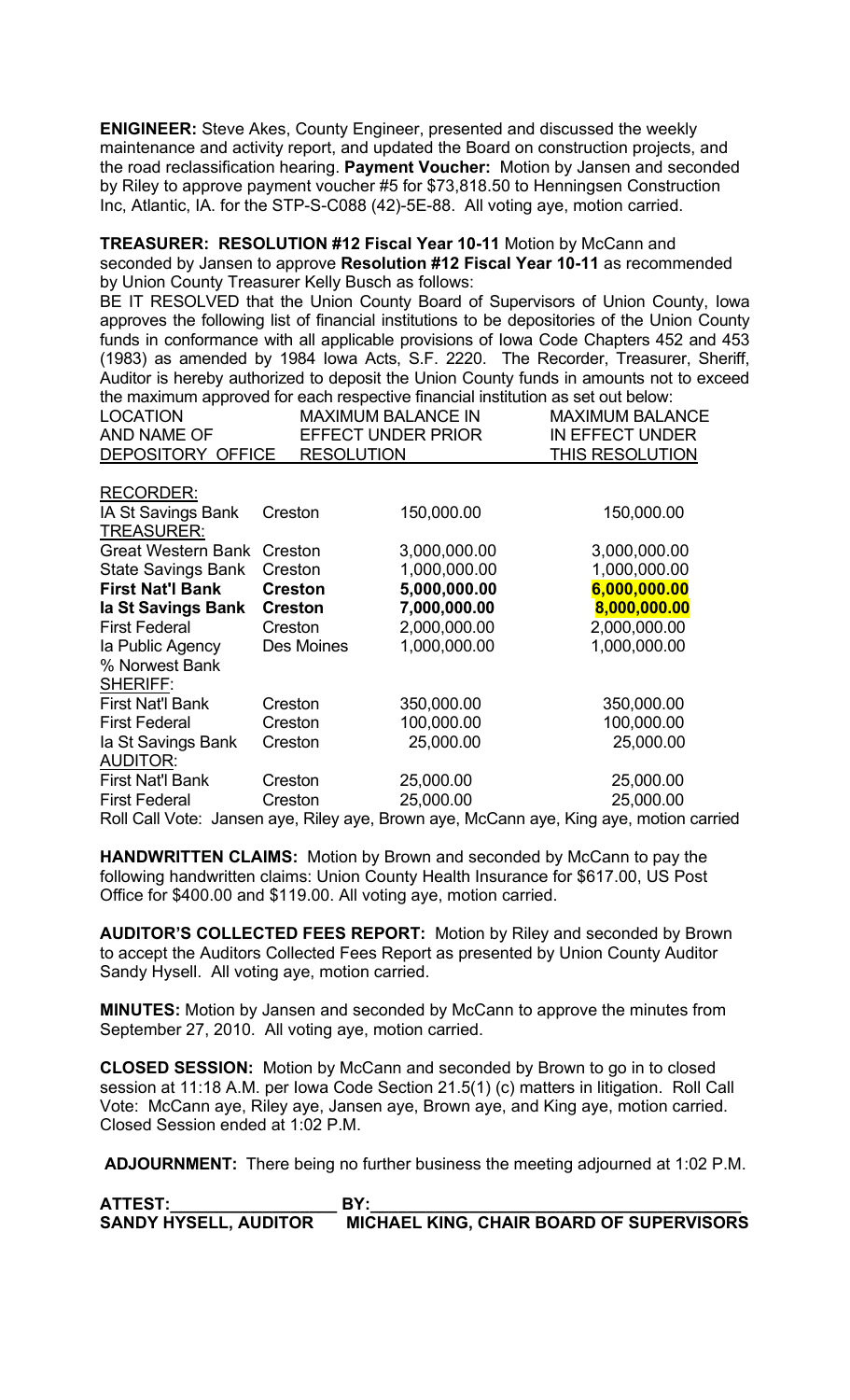**ENIGINEER:** Steve Akes, County Engineer, presented and discussed the weekly maintenance and activity report, and updated the Board on construction projects, and the road reclassification hearing. **Payment Voucher:** Motion by Jansen and seconded by Riley to approve payment voucher #5 for $73,818.50 to Henningsen Construction Inc, Atlantic, IA. for the STP-S-C088 (42)-5E-88. All voting aye, motion carried.

**TREASURER: RESOLUTION #12 Fiscal Year 10-11** Motion by McCann and seconded by Jansen to approve **Resolution #12 Fiscal Year 10-11** as recommended by Union County Treasurer Kelly Busch as follows:

BE IT RESOLVED that the Union County Board of Supervisors of Union County, Iowa approves the following list of financial institutions to be depositories of the Union County funds in conformance with all applicable provisions of Iowa Code Chapters 452 and 453 (1983) as amended by 1984 Iowa Acts, S.F. 2220. The Recorder, Treasurer, Sheriff, Auditor is hereby authorized to deposit the Union County funds in amounts not to exceed the maximum approved for each respective financial institution as set out below:

| LOCATION AND NAME OF DEPOSITORY | OFFICE | MAXIMUM BALANCE IN EFFECT UNDER PRIOR RESOLUTION | MAXIMUM BALANCE IN EFFECT UNDER THIS RESOLUTION |
|---|---|---|---|
| RECORDER: | | | |
| IA St Savings Bank | Creston | 150,000.00 | 150,000.00 |
| TREASURER: | | | |
| Great Western Bank | Creston | 3,000,000.00 | 3,000,000.00 |
| State Savings Bank | Creston | 1,000,000.00 | 1,000,000.00 |
| **First Nat'l Bank** | **Creston** | **5,000,000.00** | **6,000,000.00** |
| **Ia St Savings Bank** | **Creston** | **7,000,000.00** | **8,000,000.00** |
| First Federal | Creston | 2,000,000.00 | 2,000,000.00 |
| Ia Public Agency % Norwest Bank | Des Moines | 1,000,000.00 | 1,000,000.00 |
| SHERIFF: | | | |
| First Nat'l Bank | Creston | 350,000.00 | 350,000.00 |
| First Federal | Creston | 100,000.00 | 100,000.00 |
| Ia St Savings Bank | Creston | 25,000.00 | 25,000.00 |
| AUDITOR: | | | |
| First Nat'l Bank | Creston | 25,000.00 | 25,000.00 |
| First Federal | Creston | 25,000.00 | 25,000.00 |

Roll Call Vote: Jansen aye, Riley aye, Brown aye, McCann aye, King aye, motion carried

**HANDWRITTEN CLAIMS:** Motion by Brown and seconded by McCann to pay the following handwritten claims: Union County Health Insurance for $617.00, US Post Office for $400.00 and $119.00. All voting aye, motion carried.

**AUDITOR'S COLLECTED FEES REPORT:** Motion by Riley and seconded by Brown to accept the Auditors Collected Fees Report as presented by Union County Auditor Sandy Hysell. All voting aye, motion carried.

**MINUTES:** Motion by Jansen and seconded by McCann to approve the minutes from September 27, 2010. All voting aye, motion carried.

**CLOSED SESSION:** Motion by McCann and seconded by Brown to go in to closed session at 11:18 A.M. per Iowa Code Section 21.5(1) (c) matters in litigation. Roll Call Vote: McCann aye, Riley aye, Jansen aye, Brown aye, and King aye, motion carried. Closed Session ended at 1:02 P.M.

**ADJOURNMENT:** There being no further business the meeting adjourned at 1:02 P.M.

**ATTEST:__________________ BY:________________________________________**

**SANDY HYSELL, AUDITOR MICHAEL KING, CHAIR BOARD OF SUPERVISORS**